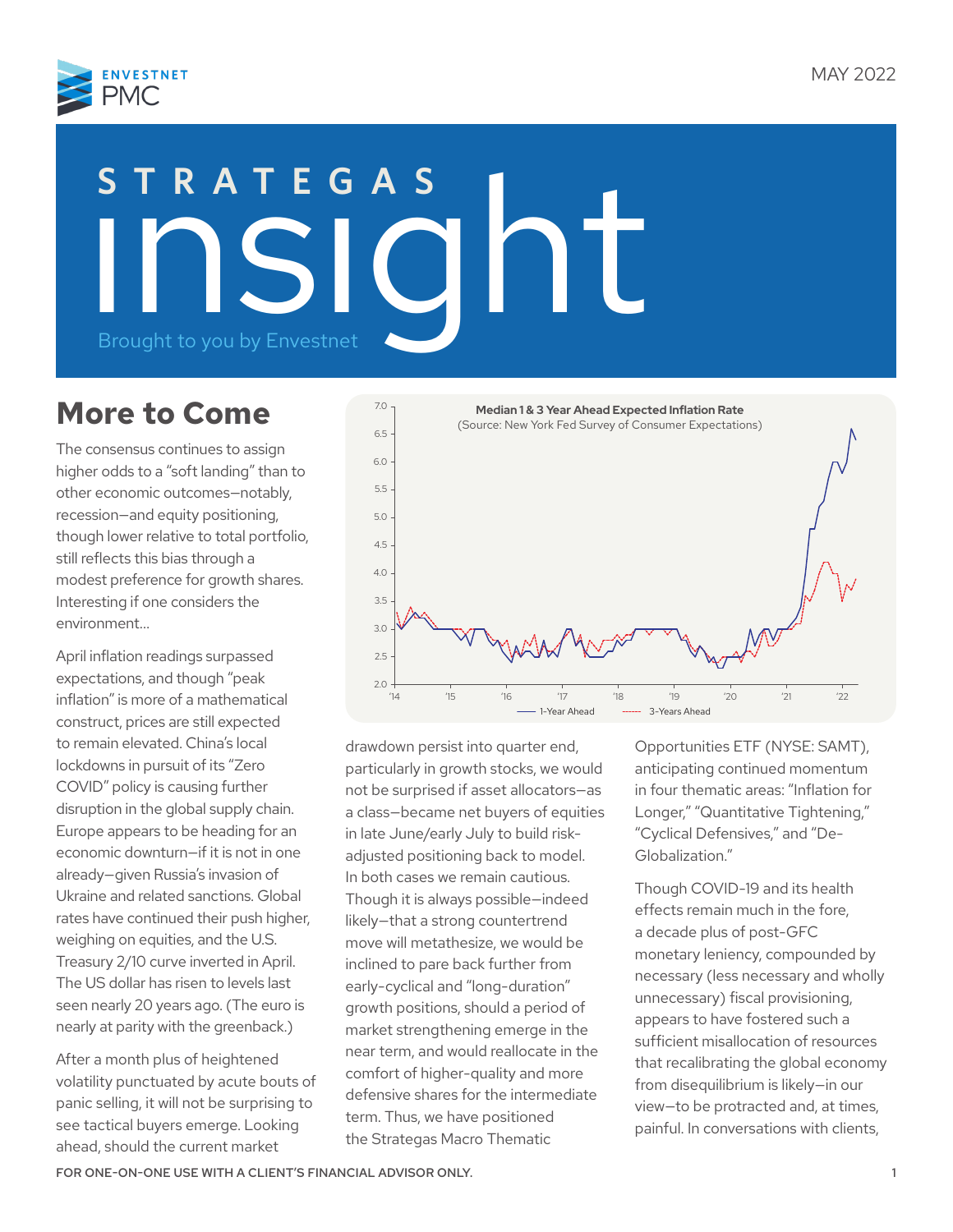ENVESTNET PMC

MAY 2022

# STRATEGAS insight

Brought to you by Envestnet

## More to Come

The consensus continues to assign higher odds to a "soft landing" than to other economic outcomes—notably, recession—and equity positioning, though lower relative to total portfolio, still reflects this bias through a modest preference for growth shares. Interesting if one considers the environment...

April inflation readings surpassed expectations, and though "peak inflation" is more of a mathematical construct, prices are still expected to remain elevated. China's local lockdowns in pursuit of its "Zero COVID" policy is causing further disruption in the global supply chain. Europe appears to be heading for an economic downturn—if it is not in one already—given Russia's invasion of Ukraine and related sanctions. Global rates have continued their push higher, weighing on equities, and the U.S. Treasury 2/10 curve inverted in April. The US dollar has risen to levels last seen nearly 20 years ago. (The euro is nearly at parity with the greenback.)

After a month plus of heightened volatility punctuated by acute bouts of panic selling, it will not be surprising to see tactical buyers emerge. Looking ahead, should the current market drawdown persist into quarter end, particularly in growth stocks, we would not be surprised if asset allocators—as a class—became net buyers of equities in late June/early July to build risk-adjusted positioning back to model. In both cases we remain cautious. Though it is always possible—indeed likely—that a strong countertrend move will metathesize, we would be inclined to pare back further from early-cyclical and "long-duration" growth positions, should a period of market strengthening emerge in the near term, and would reallocate in the comfort of higher-quality and more defensive shares for the intermediate term. Thus, we have positioned the Strategas Macro Thematic Opportunities ETF (NYSE: SAMT), anticipating continued momentum in four thematic areas: "Inflation for Longer," "Quantitative Tightening," "Cyclical Defensives," and "De-Globalization."

**Median 1 & 3 Year Ahead Expected Inflation Rate**
(Source: New York Fed Survey of Consumer Expectations)

Legend: 1-Year Ahead; 3-Years Ahead

Though COVID-19 and its health effects remain much in the fore, a decade plus of post-GFC monetary leniency, compounded by necessary (less necessary and wholly unnecessary) fiscal provisioning, appears to have fostered such a sufficient misallocation of resources that recalibrating the global economy from disequilibrium is likely—in our view—to be protracted and, at times, painful. In conversations with clients,

FOR ONE-ON-ONE USE WITH A CLIENT'S FINANCIAL ADVISOR ONLY.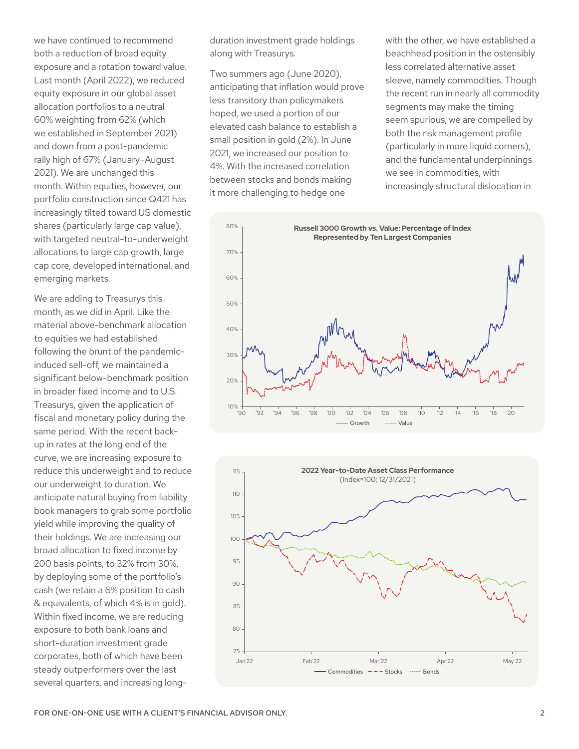we have continued to recommend both a reduction of broad equity exposure and a rotation toward value. Last month (April 2022), we reduced equity exposure in our global asset allocation portfolios to a neutral 60% weighting from 62% (which we established in September 2021) and down from a post-pandemic rally high of 67% (January–August 2021). We are unchanged this month. Within equities, however, our portfolio construction since Q421 has increasingly tilted toward US domestic shares (particularly large cap value), with targeted neutral-to-underweight allocations to large cap growth, large cap core, developed international, and emerging markets.

We are adding to Treasurys this month, as we did in April. Like the material above-benchmark allocation to equities we had established following the brunt of the pandemic-induced sell-off, we maintained a significant below-benchmark position in broader fixed income and to U.S. Treasurys, given the application of fiscal and monetary policy during the same period. With the recent back-up in rates at the long end of the curve, we are increasing exposure to reduce this underweight and to reduce our underweight to duration. We anticipate natural buying from liability book managers to grab some portfolio yield while improving the quality of their holdings. We are increasing our broad allocation to fixed income by 200 basis points, to 32% from 30%, by deploying some of the portfolio's cash (we retain a 6% position to cash & equivalents, of which 4% is in gold). Within fixed income, we are reducing exposure to both bank loans and short-duration investment grade corporates, both of which have been steady outperformers over the last several quarters, and increasing long-duration investment grade holdings along with Treasurys.

Two summers ago (June 2020), anticipating that inflation would prove less transitory than policymakers hoped, we used a portion of our elevated cash balance to establish a small position in gold (2%). In June 2021, we increased our position to 4%. With the increased correlation between stocks and bonds making it more challenging to hedge one with the other, we have established a beachhead position in the ostensibly less correlated alternative asset sleeve, namely commodities. Though the recent run in nearly all commodity segments may make the timing seem spurious, we are compelled by both the risk management profile (particularly in more liquid corners), and the fundamental underpinnings we see in commodities, with increasingly structural dislocation in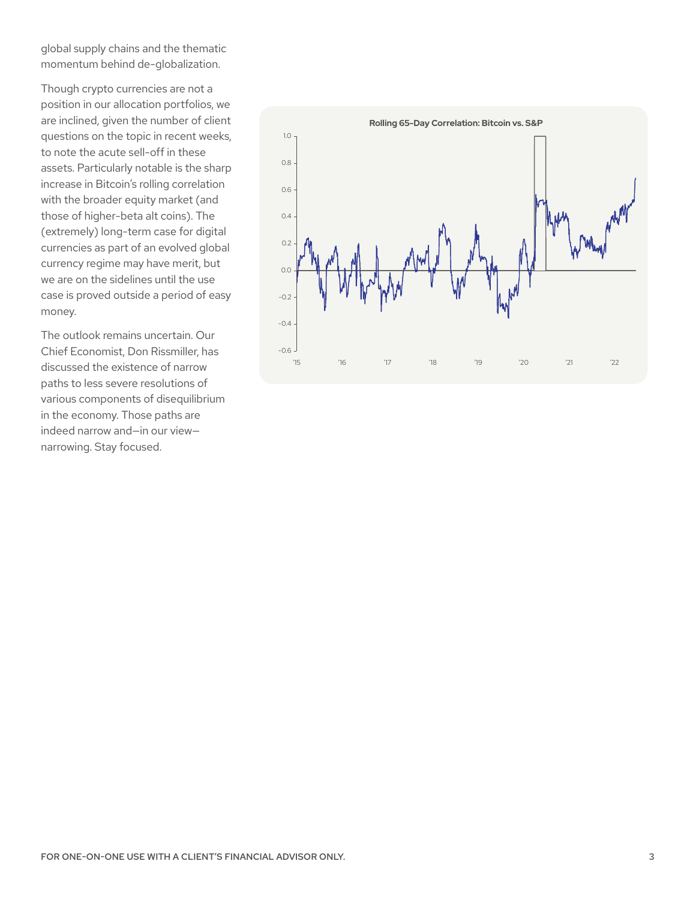global supply chains and the thematic momentum behind de-globalization.

Though crypto currencies are not a position in our allocation portfolios, we are inclined, given the number of client questions on the topic in recent weeks, to note the acute sell-off in these assets. Particularly notable is the sharp increase in Bitcoin's rolling correlation with the broader equity market (and those of higher-beta alt coins). The (extremely) long-term case for digital currencies as part of an evolved global currency regime may have merit, but we are on the sidelines until the use case is proved outside a period of easy money.

The outlook remains uncertain. Our Chief Economist, Don Rissmiller, has discussed the existence of narrow paths to less severe resolutions of various components of disequilibrium in the economy. Those paths are indeed narrow and—in our view—narrowing. Stay focused.

**Rolling 65-Day Correlation: Bitcoin vs. S&P**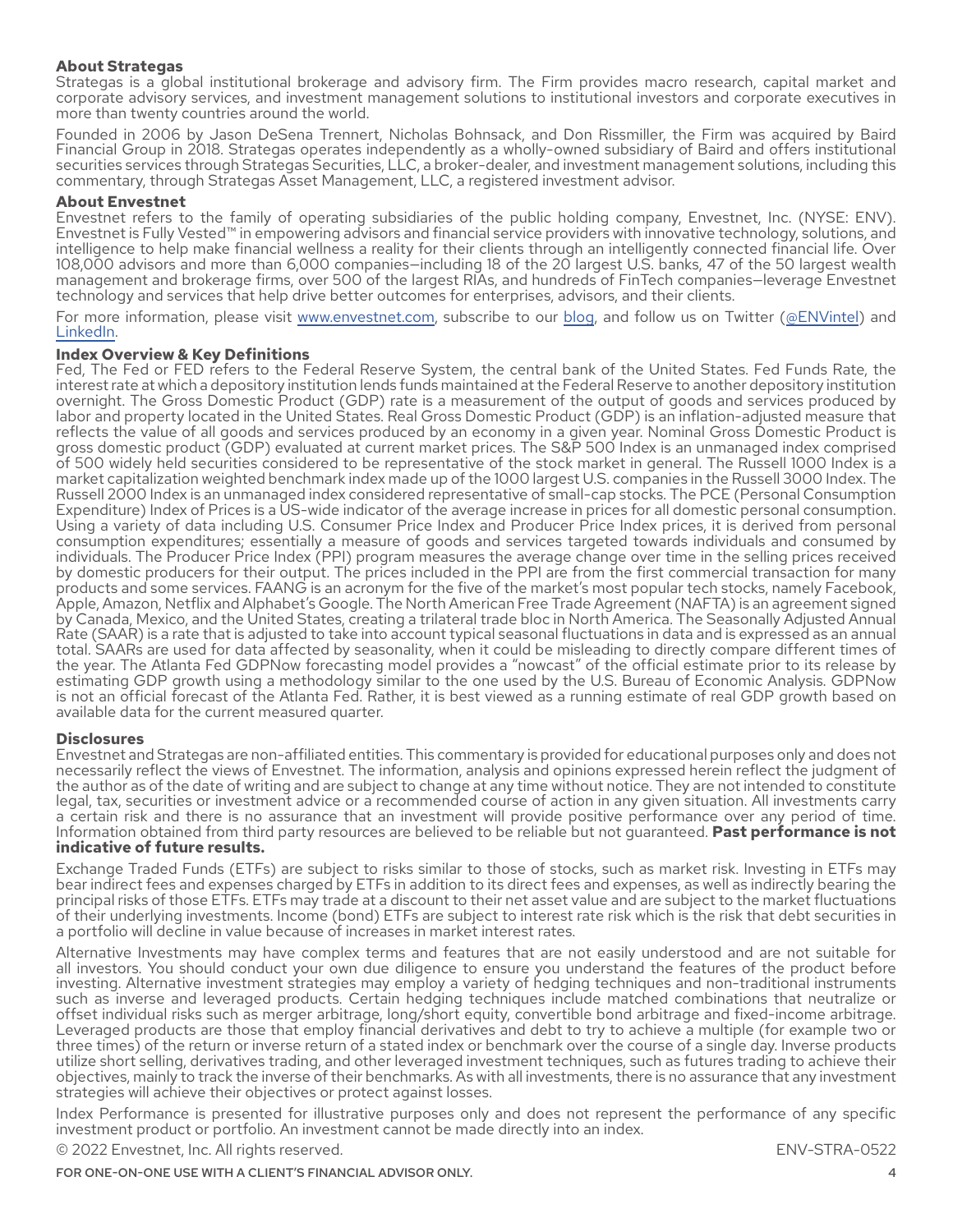### About Strategas

Strategas is a global institutional brokerage and advisory firm. The Firm provides macro research, capital market and corporate advisory services, and investment management solutions to institutional investors and corporate executives in more than twenty countries around the world.

Founded in 2006 by Jason DeSena Trennert, Nicholas Bohnsack, and Don Rissmiller, the Firm was acquired by Baird Financial Group in 2018. Strategas operates independently as a wholly-owned subsidiary of Baird and offers institutional securities services through Strategas Securities, LLC, a broker-dealer, and investment management solutions, including this commentary, through Strategas Asset Management, LLC, a registered investment advisor.

### About Envestnet

Envestnet refers to the family of operating subsidiaries of the public holding company, Envestnet, Inc. (NYSE: ENV). Envestnet is Fully Vested™ in empowering advisors and financial service providers with innovative technology, solutions, and intelligence to help make financial wellness a reality for their clients through an intelligently connected financial life. Over 108,000 advisors and more than 6,000 companies—including 18 of the 20 largest U.S. banks, 47 of the 50 largest wealth management and brokerage firms, over 500 of the largest RIAs, and hundreds of FinTech companies—leverage Envestnet technology and services that help drive better outcomes for enterprises, advisors, and their clients.

For more information, please visit www.envestnet.com, subscribe to our blog, and follow us on Twitter (@ENVintel) and LinkedIn.

### Index Overview & Key Definitions

Fed, The Fed or FED refers to the Federal Reserve System, the central bank of the United States. Fed Funds Rate, the interest rate at which a depository institution lends funds maintained at the Federal Reserve to another depository institution overnight. The Gross Domestic Product (GDP) rate is a measurement of the output of goods and services produced by labor and property located in the United States. Real Gross Domestic Product (GDP) is an inflation-adjusted measure that reflects the value of all goods and services produced by an economy in a given year. Nominal Gross Domestic Product is gross domestic product (GDP) evaluated at current market prices. The S&P 500 Index is an unmanaged index comprised of 500 widely held securities considered to be representative of the stock market in general. The Russell 1000 Index is a market capitalization weighted benchmark index made up of the 1000 largest U.S. companies in the Russell 3000 Index. The Russell 2000 Index is an unmanaged index considered representative of small-cap stocks. The PCE (Personal Consumption Expenditure) Index of Prices is a US-wide indicator of the average increase in prices for all domestic personal consumption. Using a variety of data including U.S. Consumer Price Index and Producer Price Index prices, it is derived from personal consumption expenditures; essentially a measure of goods and services targeted towards individuals and consumed by individuals. The Producer Price Index (PPI) program measures the average change over time in the selling prices received by domestic producers for their output. The prices included in the PPI are from the first commercial transaction for many products and some services. FAANG is an acronym for the five of the market's most popular tech stocks, namely Facebook, Apple, Amazon, Netflix and Alphabet's Google. The North American Free Trade Agreement (NAFTA) is an agreement signed by Canada, Mexico, and the United States, creating a trilateral trade bloc in North America. The Seasonally Adjusted Annual Rate (SAAR) is a rate that is adjusted to take into account typical seasonal fluctuations in data and is expressed as an annual total. SAARs are used for data affected by seasonality, when it could be misleading to directly compare different times of the year. The Atlanta Fed GDPNow forecasting model provides a "nowcast" of the official estimate prior to its release by estimating GDP growth using a methodology similar to the one used by the U.S. Bureau of Economic Analysis. GDPNow is not an official forecast of the Atlanta Fed. Rather, it is best viewed as a running estimate of real GDP growth based on available data for the current measured quarter.

### Disclosures

Envestnet and Strategas are non-affiliated entities. This commentary is provided for educational purposes only and does not necessarily reflect the views of Envestnet. The information, analysis and opinions expressed herein reflect the judgment of the author as of the date of writing and are subject to change at any time without notice. They are not intended to constitute legal, tax, securities or investment advice or a recommended course of action in any given situation. All investments carry a certain risk and there is no assurance that an investment will provide positive performance over any period of time. Information obtained from third party resources are believed to be reliable but not guaranteed. **Past performance is not indicative of future results.**

Exchange Traded Funds (ETFs) are subject to risks similar to those of stocks, such as market risk. Investing in ETFs may bear indirect fees and expenses charged by ETFs in addition to its direct fees and expenses, as well as indirectly bearing the principal risks of those ETFs. ETFs may trade at a discount to their net asset value and are subject to the market fluctuations of their underlying investments. Income (bond) ETFs are subject to interest rate risk which is the risk that debt securities in a portfolio will decline in value because of increases in market interest rates.

Alternative Investments may have complex terms and features that are not easily understood and are not suitable for all investors. You should conduct your own due diligence to ensure you understand the features of the product before investing. Alternative investment strategies may employ a variety of hedging techniques and non-traditional instruments such as inverse and leveraged products. Certain hedging techniques include matched combinations that neutralize or offset individual risks such as merger arbitrage, long/short equity, convertible bond arbitrage and fixed-income arbitrage. Leveraged products are those that employ financial derivatives and debt to try to achieve a multiple (for example two or three times) of the return or inverse return of a stated index or benchmark over the course of a single day. Inverse products utilize short selling, derivatives trading, and other leveraged investment techniques, such as futures trading to achieve their objectives, mainly to track the inverse of their benchmarks. As with all investments, there is no assurance that any investment strategies will achieve their objectives or protect against losses.

Index Performance is presented for illustrative purposes only and does not represent the performance of any specific investment product or portfolio. An investment cannot be made directly into an index.

© 2022 Envestnet, Inc. All rights reserved.

ENV-STRA-0522

FOR ONE-ON-ONE USE WITH A CLIENT'S FINANCIAL ADVISOR ONLY.